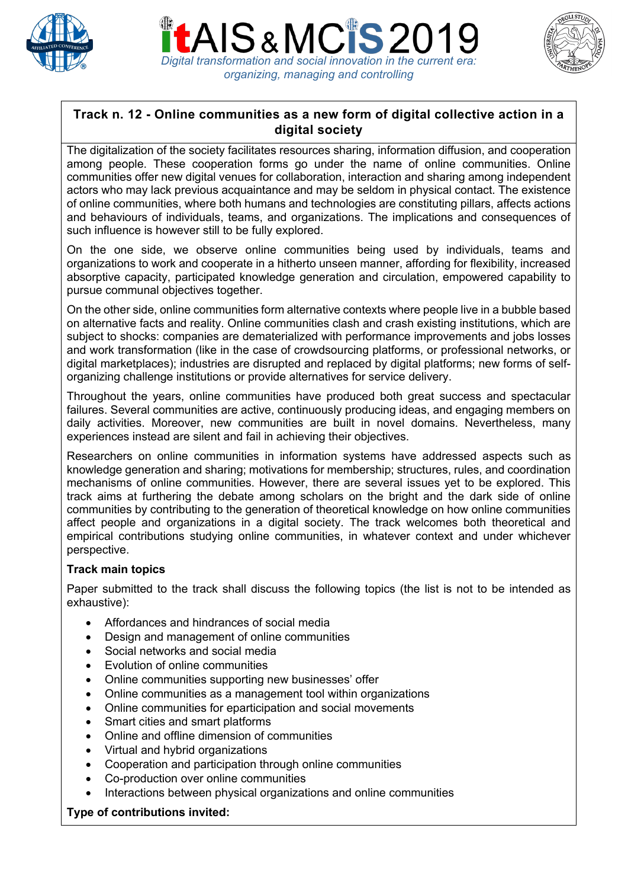# itAIS & MCIS 2019

*Digital transformation and social innovation in the current era: organizing, managing and controlling*

## Track n. 12 - Online communities as a new form of digital collective action in a digital society

The digitalization of the society facilitates resources sharing, information diffusion, and cooperation among people. These cooperation forms go under the name of online communities. Online communities offer new digital venues for collaboration, interaction and sharing among independent actors who may lack previous acquaintance and may be seldom in physical contact. The existence of online communities, where both humans and technologies are constituting pillars, affects actions and behaviours of individuals, teams, and organizations. The implications and consequences of such influence is however still to be fully explored.

On the one side, we observe online communities being used by individuals, teams and organizations to work and cooperate in a hitherto unseen manner, affording for flexibility, increased absorptive capacity, participated knowledge generation and circulation, empowered capability to pursue communal objectives together.

On the other side, online communities form alternative contexts where people live in a bubble based on alternative facts and reality. Online communities clash and crash existing institutions, which are subject to shocks: companies are dematerialized with performance improvements and jobs losses and work transformation (like in the case of crowdsourcing platforms, or professional networks, or digital marketplaces); industries are disrupted and replaced by digital platforms; new forms of self-organizing challenge institutions or provide alternatives for service delivery.

Throughout the years, online communities have produced both great success and spectacular failures. Several communities are active, continuously producing ideas, and engaging members on daily activities. Moreover, new communities are built in novel domains. Nevertheless, many experiences instead are silent and fail in achieving their objectives.

Researchers on online communities in information systems have addressed aspects such as knowledge generation and sharing; motivations for membership; structures, rules, and coordination mechanisms of online communities. However, there are several issues yet to be explored. This track aims at furthering the debate among scholars on the bright and the dark side of online communities by contributing to the generation of theoretical knowledge on how online communities affect people and organizations in a digital society. The track welcomes both theoretical and empirical contributions studying online communities, in whatever context and under whichever perspective.

**Track main topics**

Paper submitted to the track shall discuss the following topics (the list is not to be intended as exhaustive):

- Affordances and hindrances of social media
- Design and management of online communities
- Social networks and social media
- Evolution of online communities
- Online communities supporting new businesses' offer
- Online communities as a management tool within organizations
- Online communities for eparticipation and social movements
- Smart cities and smart platforms
- Online and offline dimension of communities
- Virtual and hybrid organizations
- Cooperation and participation through online communities
- Co-production over online communities
- Interactions between physical organizations and online communities

**Type of contributions invited:**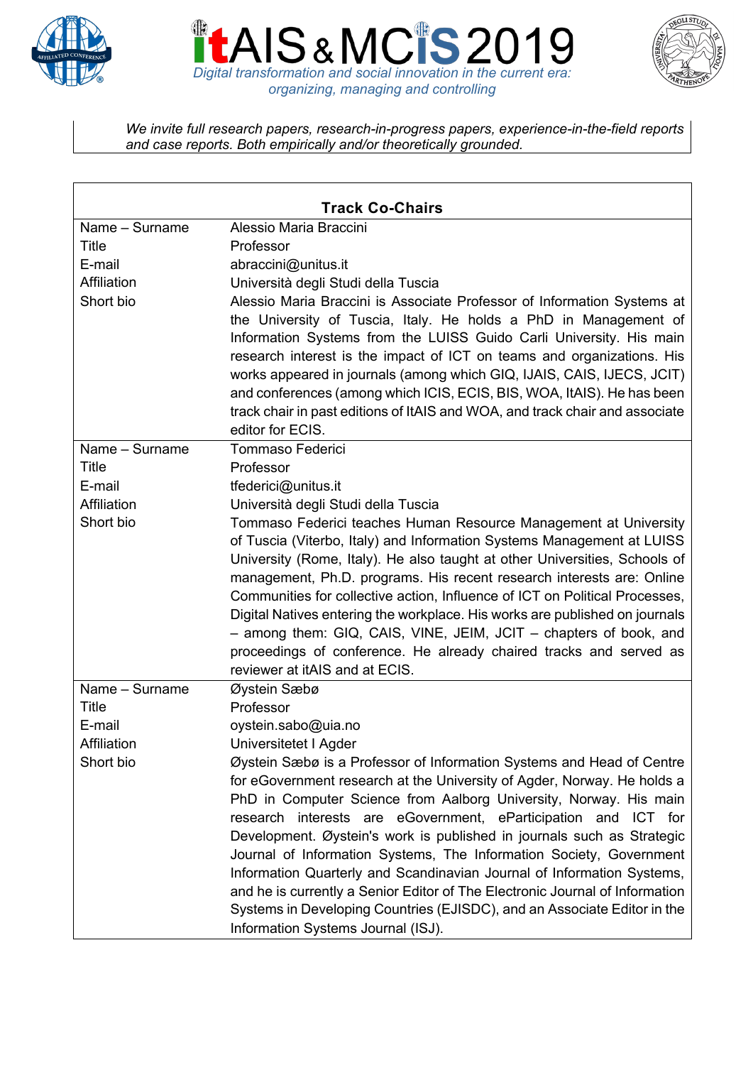We invite full research papers, research-in-progress papers, experience-in-the-field reports and case reports. Both empirically and/or theoretically grounded.

| Track Co-Chairs | |
|---|---|
| Name – Surname | Alessio Maria Braccini |
| Title | Professor |
| E-mail | abraccini@unitus.it |
| Affiliation | Università degli Studi della Tuscia |
| Short bio | Alessio Maria Braccini is Associate Professor of Information Systems at the University of Tuscia, Italy. He holds a PhD in Management of Information Systems from the LUISS Guido Carli University. His main research interest is the impact of ICT on teams and organizations. His works appeared in journals (among which GIQ, IJAIS, CAIS, IJECS, JCIT) and conferences (among which ICIS, ECIS, BIS, WOA, ItAIS). He has been track chair in past editions of ItAIS and WOA, and track chair and associate editor for ECIS. |
| Name – Surname | Tommaso Federici |
| Title | Professor |
| E-mail | tfederici@unitus.it |
| Affiliation | Università degli Studi della Tuscia |
| Short bio | Tommaso Federici teaches Human Resource Management at University of Tuscia (Viterbo, Italy) and Information Systems Management at LUISS University (Rome, Italy). He also taught at other Universities, Schools of management, Ph.D. programs. His recent research interests are: Online Communities for collective action, Influence of ICT on Political Processes, Digital Natives entering the workplace. His works are published on journals – among them: GIQ, CAIS, VINE, JEIM, JCIT – chapters of book, and proceedings of conference. He already chaired tracks and served as reviewer at itAIS and at ECIS. |
| Name – Surname | Øystein Sæbø |
| Title | Professor |
| E-mail | oystein.sabo@uia.no |
| Affiliation | Universitetet I Agder |
| Short bio | Øystein Sæbø is a Professor of Information Systems and Head of Centre for eGovernment research at the University of Agder, Norway. He holds a PhD in Computer Science from Aalborg University, Norway. His main research interests are eGovernment, eParticipation and ICT for Development. Øystein's work is published in journals such as Strategic Journal of Information Systems, The Information Society, Government Information Quarterly and Scandinavian Journal of Information Systems, and he is currently a Senior Editor of The Electronic Journal of Information Systems in Developing Countries (EJISDC), and an Associate Editor in the Information Systems Journal (ISJ). |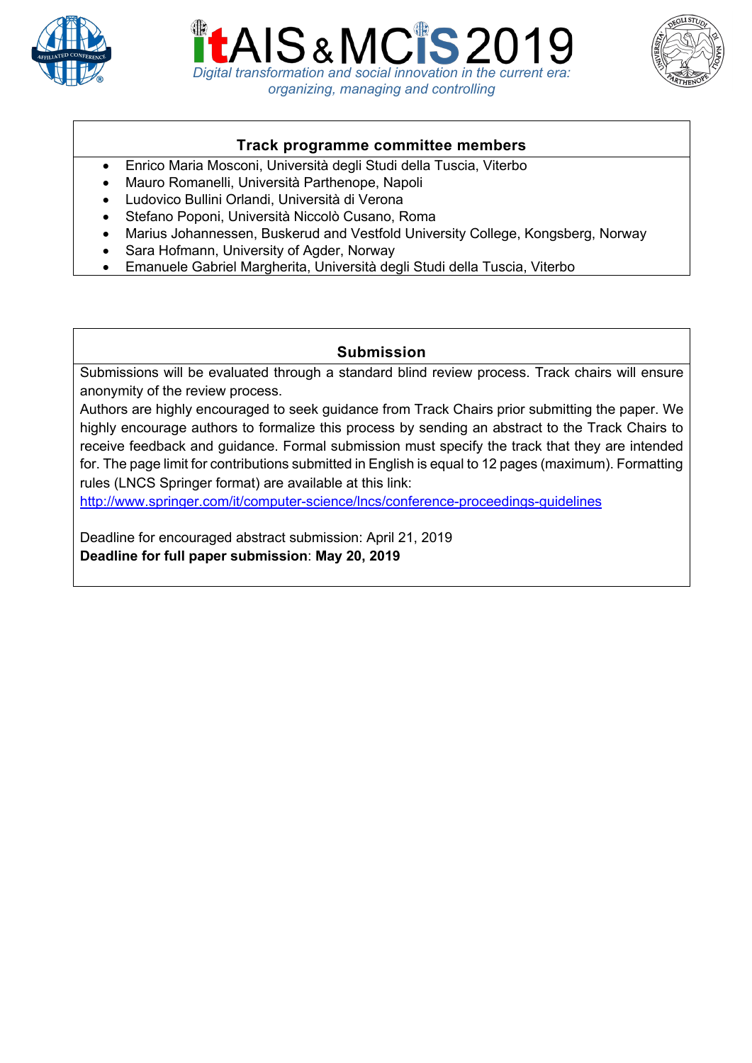## Track programme committee members

- Enrico Maria Mosconi, Università degli Studi della Tuscia, Viterbo
- Mauro Romanelli, Università Parthenope, Napoli
- Ludovico Bullini Orlandi, Università di Verona
- Stefano Poponi, Università Niccolò Cusano, Roma
- Marius Johannessen, Buskerud and Vestfold University College, Kongsberg, Norway
- Sara Hofmann, University of Agder, Norway
- Emanuele Gabriel Margherita, Università degli Studi della Tuscia, Viterbo

## Submission

Submissions will be evaluated through a standard blind review process. Track chairs will ensure anonymity of the review process.

Authors are highly encouraged to seek guidance from Track Chairs prior submitting the paper. We highly encourage authors to formalize this process by sending an abstract to the Track Chairs to receive feedback and guidance. Formal submission must specify the track that they are intended for. The page limit for contributions submitted in English is equal to 12 pages (maximum). Formatting rules (LNCS Springer format) are available at this link:
http://www.springer.com/it/computer-science/lncs/conference-proceedings-guidelines

Deadline for encouraged abstract submission: April 21, 2019

**Deadline for full paper submission**: **May 20, 2019**